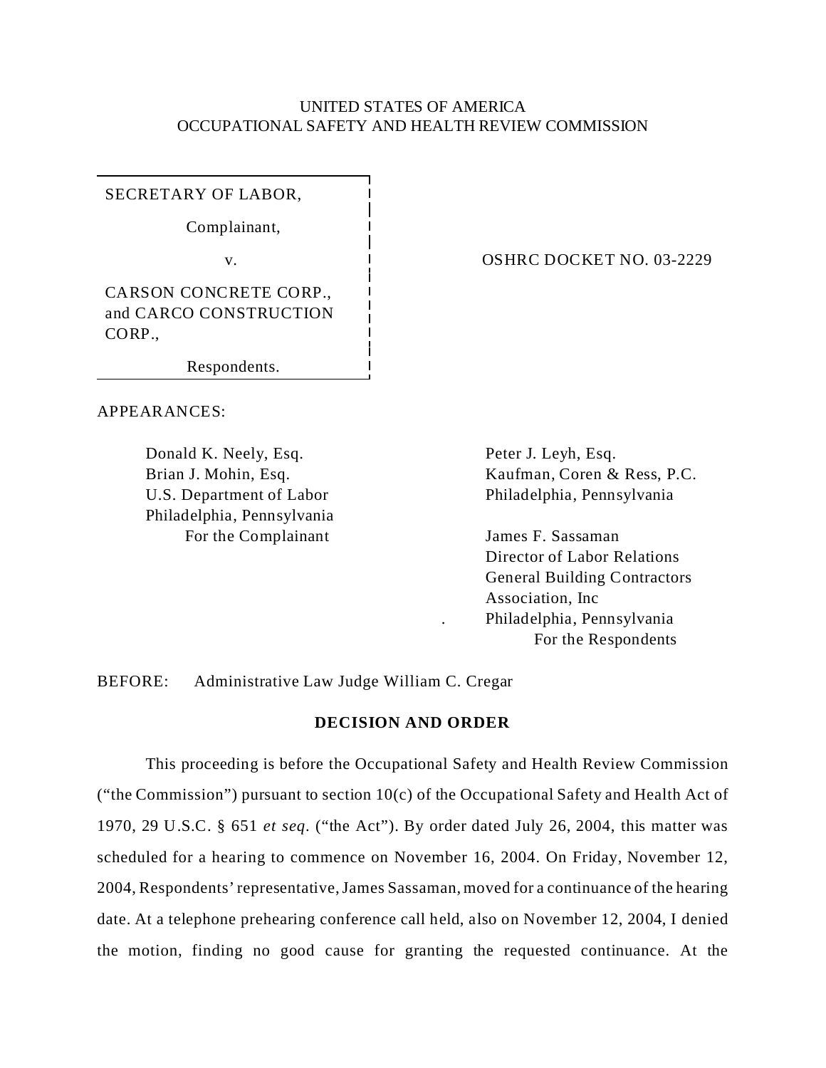UNITED STATES OF AMERICA
OCCUPATIONAL SAFETY AND HEALTH REVIEW COMMISSION

SECRETARY OF LABOR,

Complainant,

v.

CARSON CONCRETE CORP., and CARCO CONSTRUCTION CORP.,

Respondents.

OSHRC DOCKET NO. 03-2229

APPEARANCES:

Donald K. Neely, Esq.
Brian J. Mohin, Esq.
U.S. Department of Labor
Philadelphia, Pennsylvania
For the Complainant

Peter J. Leyh, Esq.
Kaufman, Coren & Ress, P.C.
Philadelphia, Pennsylvania

James F. Sassaman
Director of Labor Relations
General Building Contractors Association, Inc.
Philadelphia, Pennsylvania
For the Respondents

BEFORE: Administrative Law Judge William C. Cregar

**DECISION AND ORDER**

This proceeding is before the Occupational Safety and Health Review Commission ("the Commission") pursuant to section 10(c) of the Occupational Safety and Health Act of 1970, 29 U.S.C. § 651 *et seq*. ("the Act"). By order dated July 26, 2004, this matter was scheduled for a hearing to commence on November 16, 2004. On Friday, November 12, 2004, Respondents' representative, James Sassaman, moved for a continuance of the hearing date. At a telephone prehearing conference call held, also on November 12, 2004, I denied the motion, finding no good cause for granting the requested continuance. At the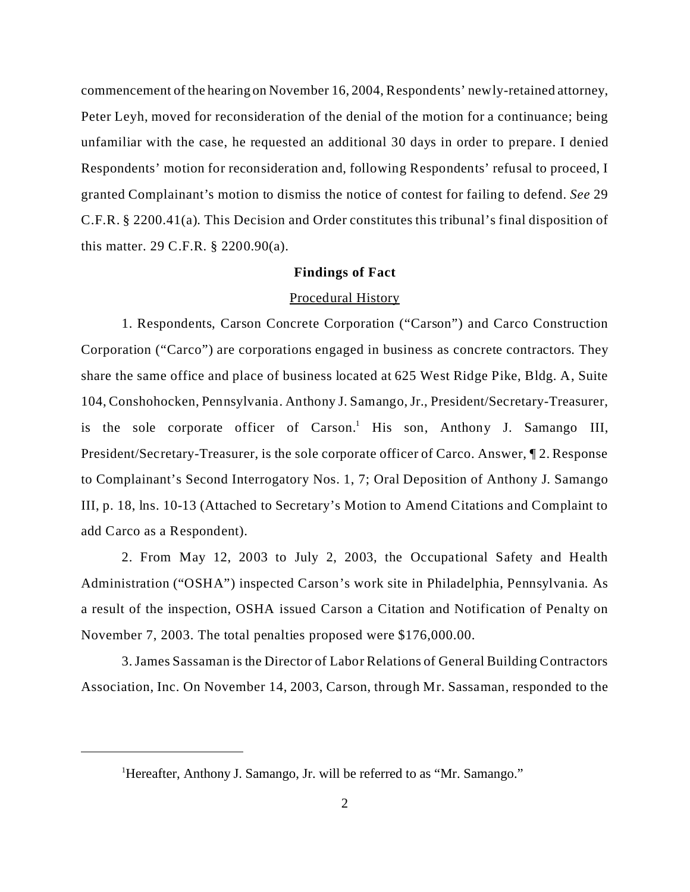commencement of the hearing on November 16, 2004, Respondents' newly-retained attorney, Peter Leyh, moved for reconsideration of the denial of the motion for a continuance; being unfamiliar with the case, he requested an additional 30 days in order to prepare. I denied Respondents' motion for reconsideration and, following Respondents' refusal to proceed, I granted Complainant's motion to dismiss the notice of contest for failing to defend. *See* 29 C.F.R. § 2200.41(a). This Decision and Order constitutes this tribunal's final disposition of this matter. 29 C.F.R. § 2200.90(a).

**Findings of Fact**

Procedural History

1. Respondents, Carson Concrete Corporation ("Carson") and Carco Construction Corporation ("Carco") are corporations engaged in business as concrete contractors. They share the same office and place of business located at 625 West Ridge Pike, Bldg. A, Suite 104, Conshohocken, Pennsylvania. Anthony J. Samango, Jr., President/Secretary-Treasurer, is the sole corporate officer of Carson.[1] His son, Anthony J. Samango III, President/Secretary-Treasurer, is the sole corporate officer of Carco. Answer, ¶ 2. Response to Complainant's Second Interrogatory Nos. 1, 7; Oral Deposition of Anthony J. Samango III, p. 18, lns. 10-13 (Attached to Secretary's Motion to Amend Citations and Complaint to add Carco as a Respondent).

2. From May 12, 2003 to July 2, 2003, the Occupational Safety and Health Administration ("OSHA") inspected Carson's work site in Philadelphia, Pennsylvania. As a result of the inspection, OSHA issued Carson a Citation and Notification of Penalty on November 7, 2003. The total penalties proposed were $176,000.00.

3. James Sassaman is the Director of Labor Relations of General Building Contractors Association, Inc. On November 14, 2003, Carson, through Mr. Sassaman, responded to the

---

[1] Hereafter, Anthony J. Samango, Jr. will be referred to as "Mr. Samango."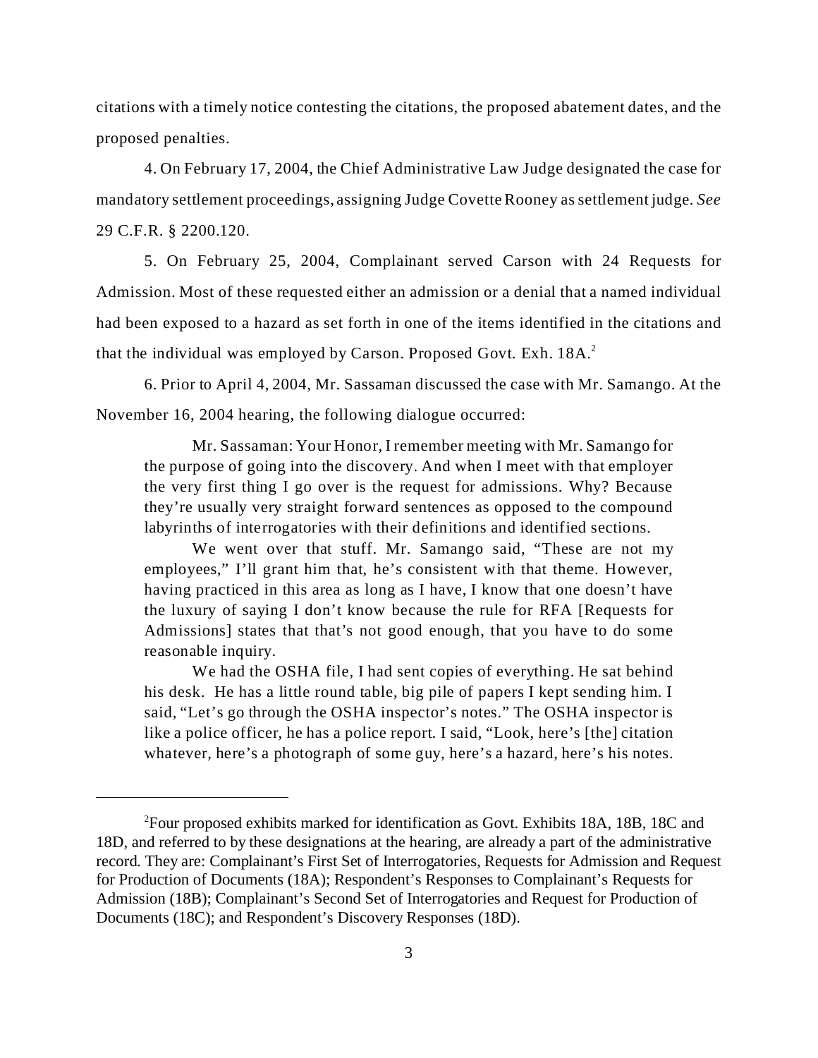citations with a timely notice contesting the citations, the proposed abatement dates, and the proposed penalties.

4. On February 17, 2004, the Chief Administrative Law Judge designated the case for mandatory settlement proceedings, assigning Judge Covette Rooney as settlement judge. *See* 29 C.F.R. § 2200.120.

5. On February 25, 2004, Complainant served Carson with 24 Requests for Admission. Most of these requested either an admission or a denial that a named individual had been exposed to a hazard as set forth in one of the items identified in the citations and that the individual was employed by Carson. Proposed Govt. Exh. 18A.[2]

6. Prior to April 4, 2004, Mr. Sassaman discussed the case with Mr. Samango. At the November 16, 2004 hearing, the following dialogue occurred:

> Mr. Sassaman: Your Honor, I remember meeting with Mr. Samango for the purpose of going into the discovery. And when I meet with that employer the very first thing I go over is the request for admissions. Why? Because they're usually very straight forward sentences as opposed to the compound labyrinths of interrogatories with their definitions and identified sections.
>
> We went over that stuff. Mr. Samango said, "These are not my employees," I'll grant him that, he's consistent with that theme. However, having practiced in this area as long as I have, I know that one doesn't have the luxury of saying I don't know because the rule for RFA [Requests for Admissions] states that that's not good enough, that you have to do some reasonable inquiry.
>
> We had the OSHA file, I had sent copies of everything. He sat behind his desk. He has a little round table, big pile of papers I kept sending him. I said, "Let's go through the OSHA inspector's notes." The OSHA inspector is like a police officer, he has a police report. I said, "Look, here's [the] citation whatever, here's a photograph of some guy, here's a hazard, here's his notes.

---

[2] Four proposed exhibits marked for identification as Govt. Exhibits 18A, 18B, 18C and 18D, and referred to by these designations at the hearing, are already a part of the administrative record. They are: Complainant's First Set of Interrogatories, Requests for Admission and Request for Production of Documents (18A); Respondent's Responses to Complainant's Requests for Admission (18B); Complainant's Second Set of Interrogatories and Request for Production of Documents (18C); and Respondent's Discovery Responses (18D).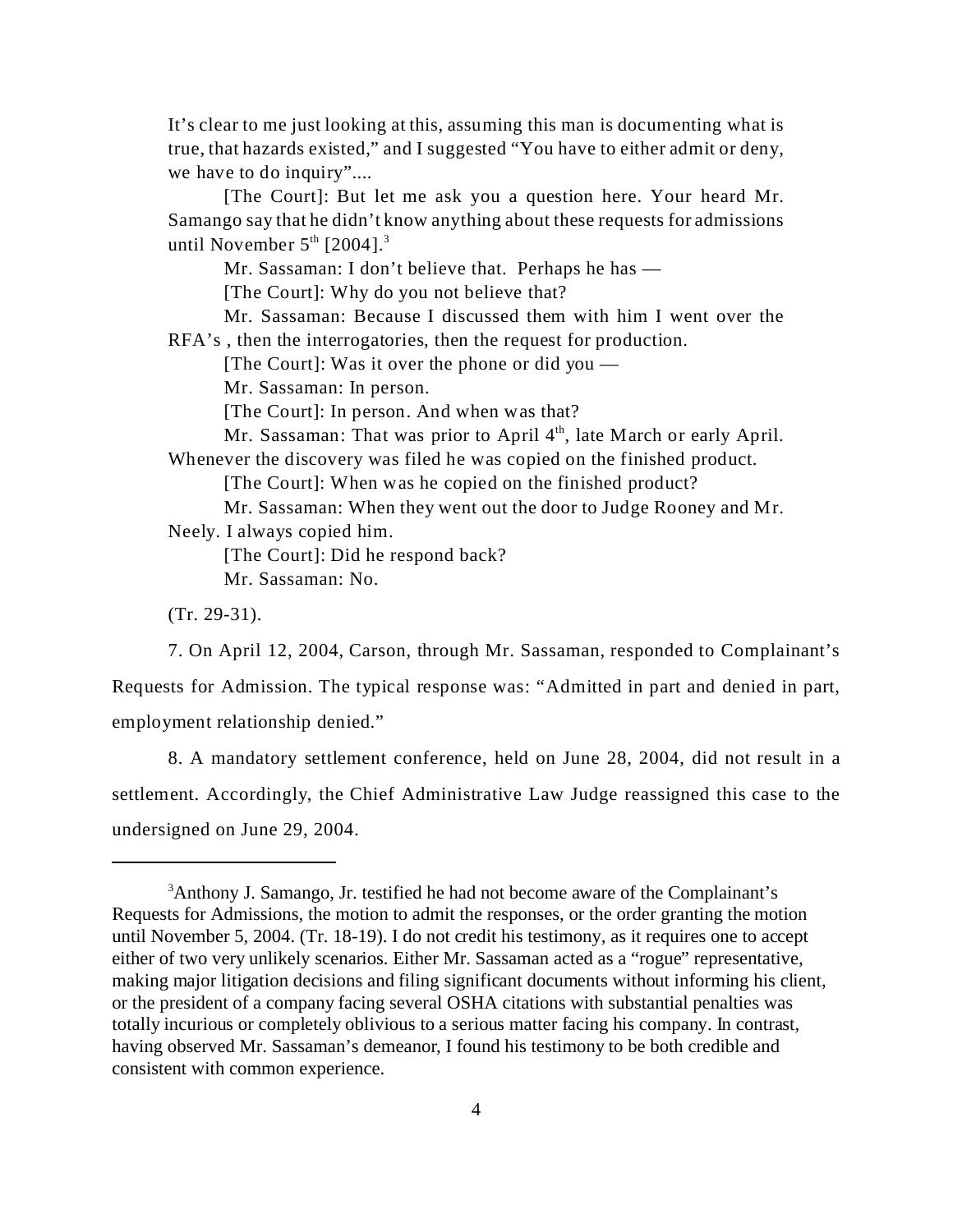It's clear to me just looking at this, assuming this man is documenting what is true, that hazards existed," and I suggested "You have to either admit or deny, we have to do inquiry"....

[The Court]: But let me ask you a question here. Your heard Mr. Samango say that he didn't know anything about these requests for admissions until November 5th [2004].[3]

Mr. Sassaman: I don't believe that. Perhaps he has —

[The Court]: Why do you not believe that?

Mr. Sassaman: Because I discussed them with him I went over the RFA's , then the interrogatories, then the request for production.

[The Court]: Was it over the phone or did you —

Mr. Sassaman: In person.

[The Court]: In person. And when was that?

Mr. Sassaman: That was prior to April 4th, late March or early April. Whenever the discovery was filed he was copied on the finished product.

[The Court]: When was he copied on the finished product?

Mr. Sassaman: When they went out the door to Judge Rooney and Mr. Neely. I always copied him.

[The Court]: Did he respond back?

Mr. Sassaman: No.

(Tr. 29-31).

7. On April 12, 2004, Carson, through Mr. Sassaman, responded to Complainant's Requests for Admission. The typical response was: "Admitted in part and denied in part, employment relationship denied."

8. A mandatory settlement conference, held on June 28, 2004, did not result in a settlement. Accordingly, the Chief Administrative Law Judge reassigned this case to the undersigned on June 29, 2004.

---

[3]Anthony J. Samango, Jr. testified he had not become aware of the Complainant's Requests for Admissions, the motion to admit the responses, or the order granting the motion until November 5, 2004. (Tr. 18-19). I do not credit his testimony, as it requires one to accept either of two very unlikely scenarios. Either Mr. Sassaman acted as a "rogue" representative, making major litigation decisions and filing significant documents without informing his client, or the president of a company facing several OSHA citations with substantial penalties was totally incurious or completely oblivious to a serious matter facing his company. In contrast, having observed Mr. Sassaman's demeanor, I found his testimony to be both credible and consistent with common experience.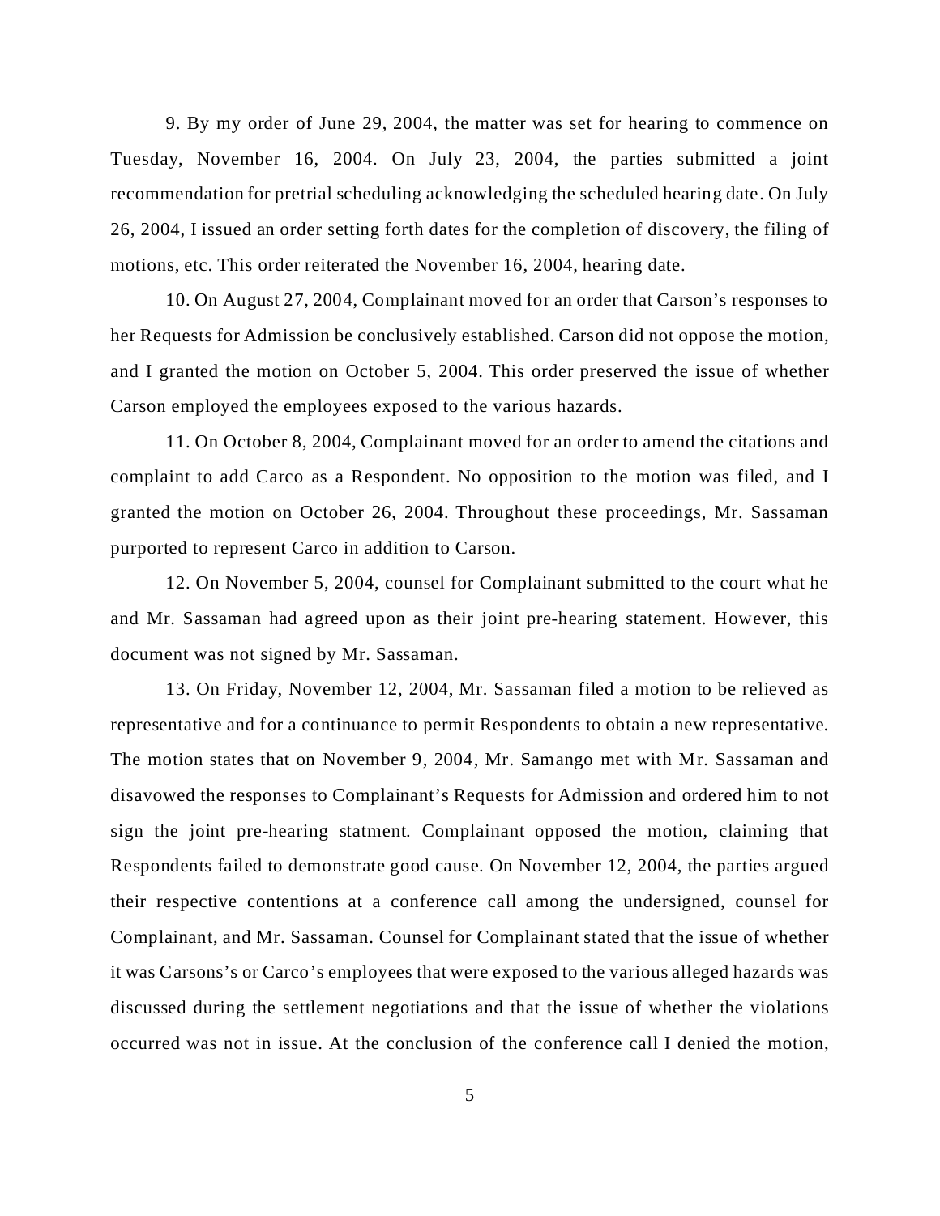9. By my order of June 29, 2004, the matter was set for hearing to commence on Tuesday, November 16, 2004. On July 23, 2004, the parties submitted a joint recommendation for pretrial scheduling acknowledging the scheduled hearing date. On July 26, 2004, I issued an order setting forth dates for the completion of discovery, the filing of motions, etc. This order reiterated the November 16, 2004, hearing date.

10. On August 27, 2004, Complainant moved for an order that Carson's responses to her Requests for Admission be conclusively established. Carson did not oppose the motion, and I granted the motion on October 5, 2004. This order preserved the issue of whether Carson employed the employees exposed to the various hazards.

11. On October 8, 2004, Complainant moved for an order to amend the citations and complaint to add Carco as a Respondent. No opposition to the motion was filed, and I granted the motion on October 26, 2004. Throughout these proceedings, Mr. Sassaman purported to represent Carco in addition to Carson.

12. On November 5, 2004, counsel for Complainant submitted to the court what he and Mr. Sassaman had agreed upon as their joint pre-hearing statement. However, this document was not signed by Mr. Sassaman.

13. On Friday, November 12, 2004, Mr. Sassaman filed a motion to be relieved as representative and for a continuance to permit Respondents to obtain a new representative. The motion states that on November 9, 2004, Mr. Samango met with Mr. Sassaman and disavowed the responses to Complainant's Requests for Admission and ordered him to not sign the joint pre-hearing statment. Complainant opposed the motion, claiming that Respondents failed to demonstrate good cause. On November 12, 2004, the parties argued their respective contentions at a conference call among the undersigned, counsel for Complainant, and Mr. Sassaman. Counsel for Complainant stated that the issue of whether it was Carsons's or Carco's employees that were exposed to the various alleged hazards was discussed during the settlement negotiations and that the issue of whether the violations occurred was not in issue. At the conclusion of the conference call I denied the motion,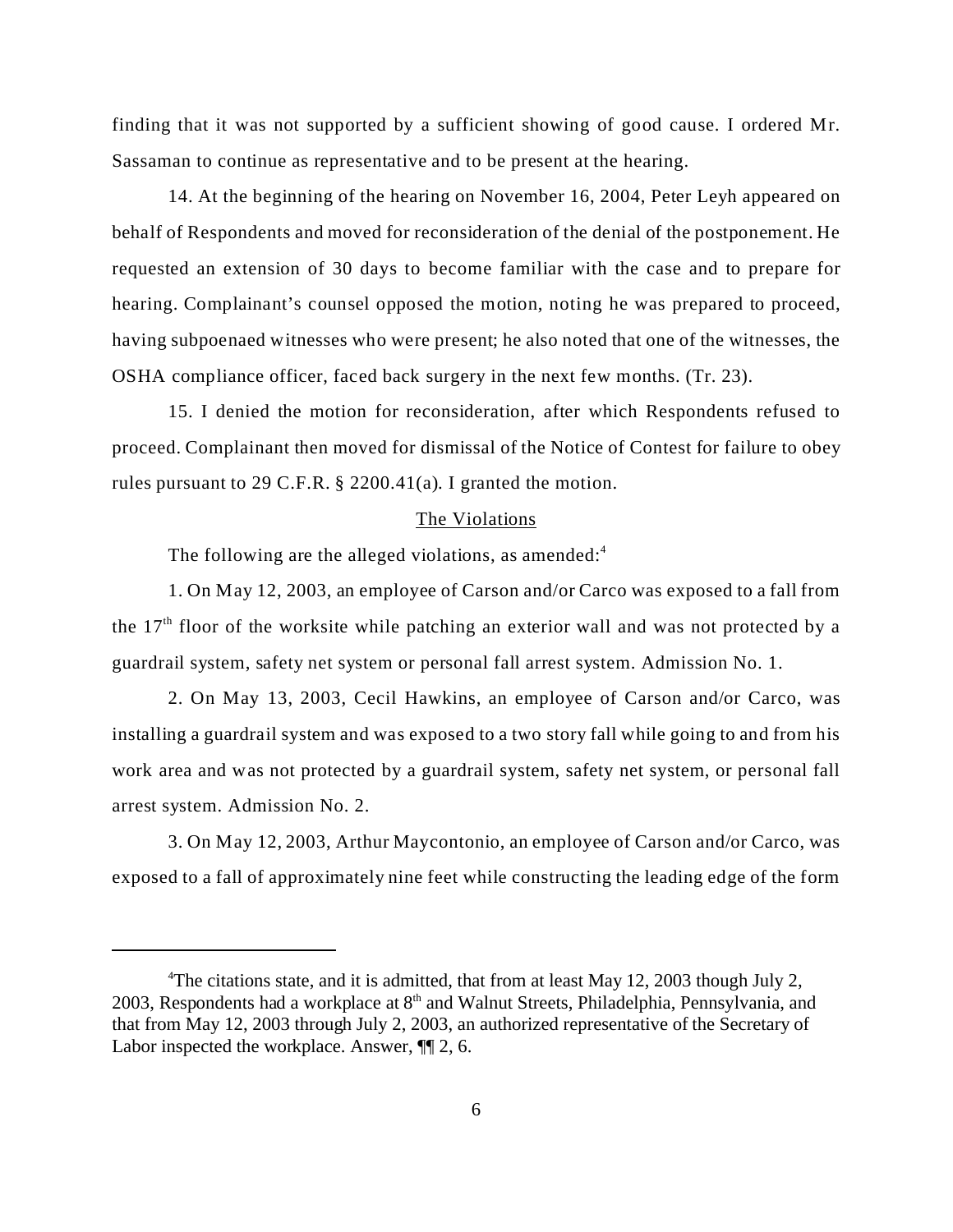finding that it was not supported by a sufficient showing of good cause. I ordered Mr. Sassaman to continue as representative and to be present at the hearing.

14. At the beginning of the hearing on November 16, 2004, Peter Leyh appeared on behalf of Respondents and moved for reconsideration of the denial of the postponement. He requested an extension of 30 days to become familiar with the case and to prepare for hearing. Complainant's counsel opposed the motion, noting he was prepared to proceed, having subpoenaed witnesses who were present; he also noted that one of the witnesses, the OSHA compliance officer, faced back surgery in the next few months. (Tr. 23).

15. I denied the motion for reconsideration, after which Respondents refused to proceed. Complainant then moved for dismissal of the Notice of Contest for failure to obey rules pursuant to 29 C.F.R. § 2200.41(a). I granted the motion.

<u>The Violations</u>

The following are the alleged violations, as amended:[4]

1. On May 12, 2003, an employee of Carson and/or Carco was exposed to a fall from the 17th floor of the worksite while patching an exterior wall and was not protected by a guardrail system, safety net system or personal fall arrest system. Admission No. 1.

2. On May 13, 2003, Cecil Hawkins, an employee of Carson and/or Carco, was installing a guardrail system and was exposed to a two story fall while going to and from his work area and was not protected by a guardrail system, safety net system, or personal fall arrest system. Admission No. 2.

3. On May 12, 2003, Arthur Maycontonio, an employee of Carson and/or Carco, was exposed to a fall of approximately nine feet while constructing the leading edge of the form

---

[4]The citations state, and it is admitted, that from at least May 12, 2003 though July 2, 2003, Respondents had a workplace at 8th and Walnut Streets, Philadelphia, Pennsylvania, and that from May 12, 2003 through July 2, 2003, an authorized representative of the Secretary of Labor inspected the workplace. Answer, ¶¶ 2, 6.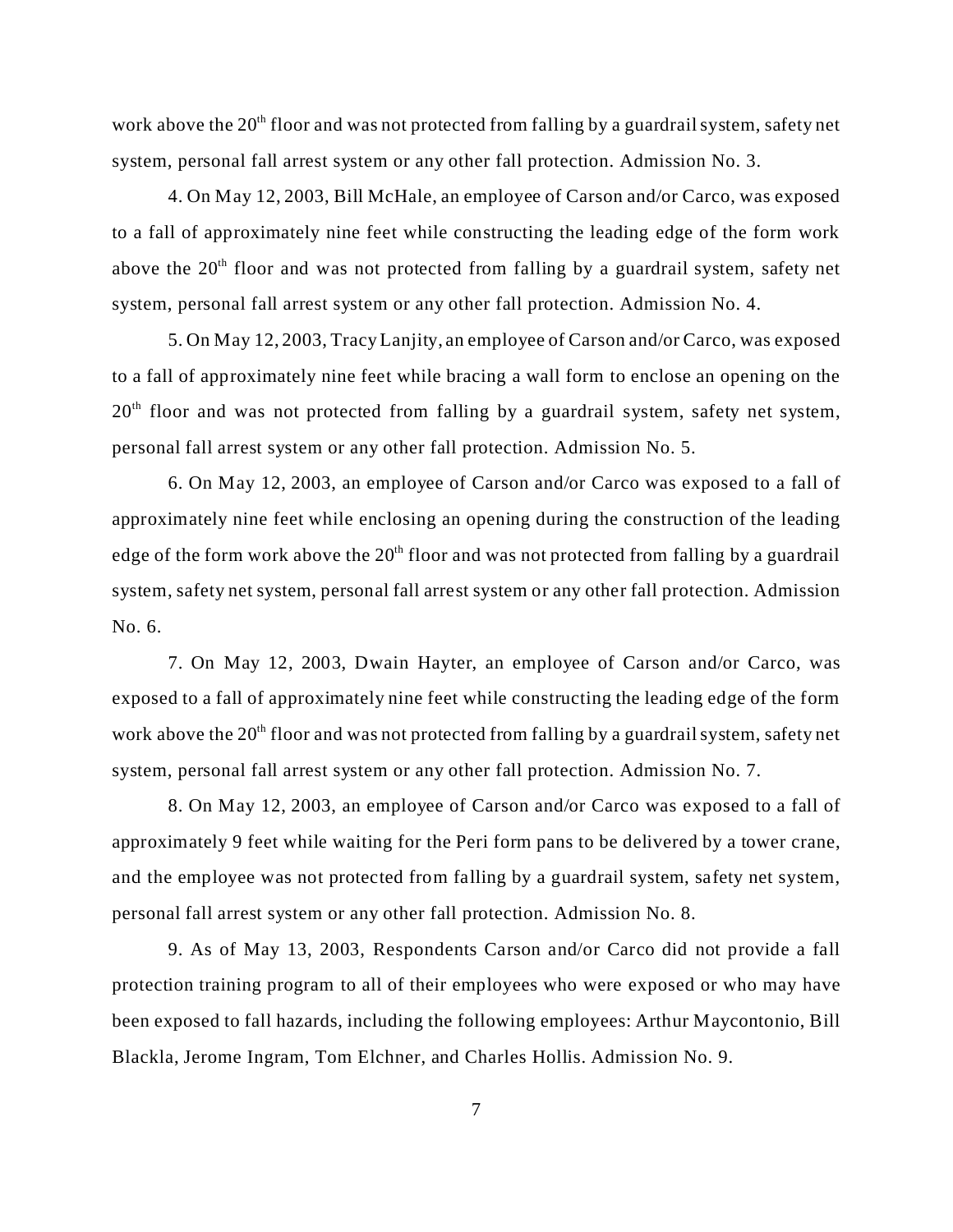work above the 20th floor and was not protected from falling by a guardrail system, safety net system, personal fall arrest system or any other fall protection. Admission No. 3.

4. On May 12, 2003, Bill McHale, an employee of Carson and/or Carco, was exposed to a fall of approximately nine feet while constructing the leading edge of the form work above the 20th floor and was not protected from falling by a guardrail system, safety net system, personal fall arrest system or any other fall protection. Admission No. 4.

5. On May 12, 2003, Tracy Lanjity, an employee of Carson and/or Carco, was exposed to a fall of approximately nine feet while bracing a wall form to enclose an opening on the 20th floor and was not protected from falling by a guardrail system, safety net system, personal fall arrest system or any other fall protection. Admission No. 5.

6. On May 12, 2003, an employee of Carson and/or Carco was exposed to a fall of approximately nine feet while enclosing an opening during the construction of the leading edge of the form work above the 20th floor and was not protected from falling by a guardrail system, safety net system, personal fall arrest system or any other fall protection. Admission No. 6.

7. On May 12, 2003, Dwain Hayter, an employee of Carson and/or Carco, was exposed to a fall of approximately nine feet while constructing the leading edge of the form work above the 20th floor and was not protected from falling by a guardrail system, safety net system, personal fall arrest system or any other fall protection. Admission No. 7.

8. On May 12, 2003, an employee of Carson and/or Carco was exposed to a fall of approximately 9 feet while waiting for the Peri form pans to be delivered by a tower crane, and the employee was not protected from falling by a guardrail system, safety net system, personal fall arrest system or any other fall protection. Admission No. 8.

9. As of May 13, 2003, Respondents Carson and/or Carco did not provide a fall protection training program to all of their employees who were exposed or who may have been exposed to fall hazards, including the following employees: Arthur Maycontonio, Bill Blackla, Jerome Ingram, Tom Elchner, and Charles Hollis. Admission No. 9.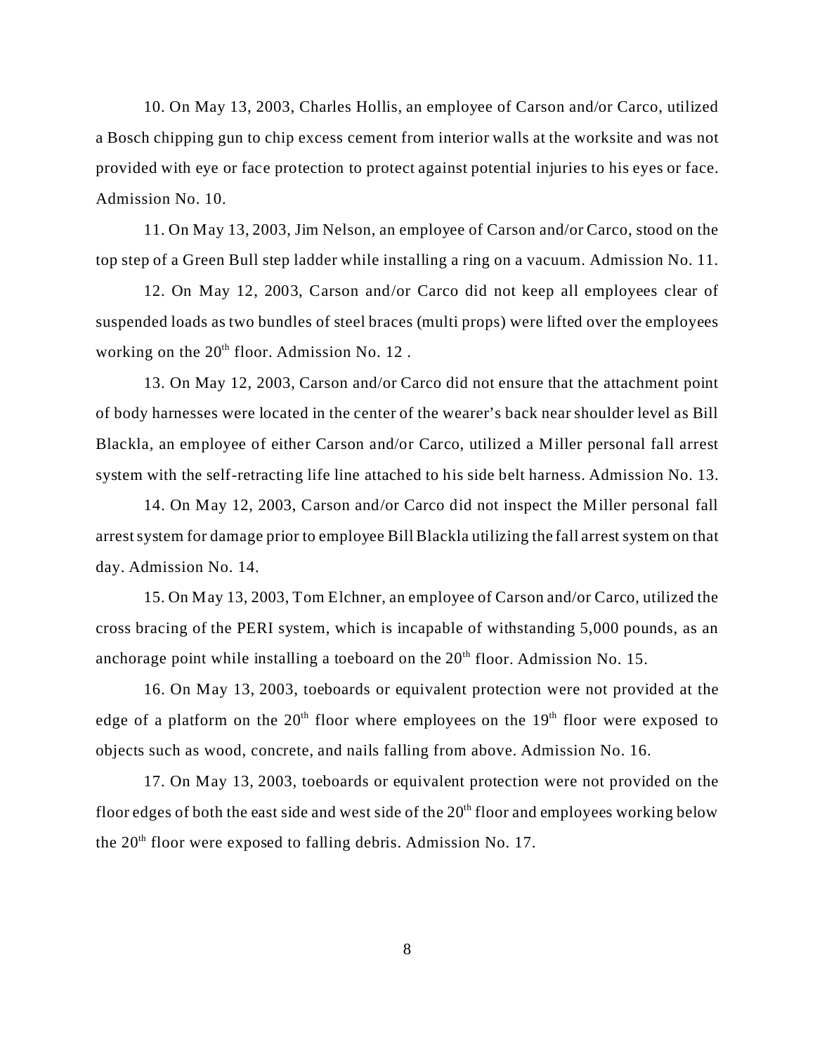10. On May 13, 2003, Charles Hollis, an employee of Carson and/or Carco, utilized a Bosch chipping gun to chip excess cement from interior walls at the worksite and was not provided with eye or face protection to protect against potential injuries to his eyes or face. Admission No. 10.

11. On May 13, 2003, Jim Nelson, an employee of Carson and/or Carco, stood on the top step of a Green Bull step ladder while installing a ring on a vacuum. Admission No. 11.

12. On May 12, 2003, Carson and/or Carco did not keep all employees clear of suspended loads as two bundles of steel braces (multi props) were lifted over the employees working on the 20th floor. Admission No. 12 .

13. On May 12, 2003, Carson and/or Carco did not ensure that the attachment point of body harnesses were located in the center of the wearer's back near shoulder level as Bill Blackla, an employee of either Carson and/or Carco, utilized a Miller personal fall arrest system with the self-retracting life line attached to his side belt harness. Admission No. 13.

14. On May 12, 2003, Carson and/or Carco did not inspect the Miller personal fall arrest system for damage prior to employee Bill Blackla utilizing the fall arrest system on that day. Admission No. 14.

15. On May 13, 2003, Tom Elchner, an employee of Carson and/or Carco, utilized the cross bracing of the PERI system, which is incapable of withstanding 5,000 pounds, as an anchorage point while installing a toeboard on the 20th floor. Admission No. 15.

16. On May 13, 2003, toeboards or equivalent protection were not provided at the edge of a platform on the 20th floor where employees on the 19th floor were exposed to objects such as wood, concrete, and nails falling from above. Admission No. 16.

17. On May 13, 2003, toeboards or equivalent protection were not provided on the floor edges of both the east side and west side of the 20th floor and employees working below the 20th floor were exposed to falling debris. Admission No. 17.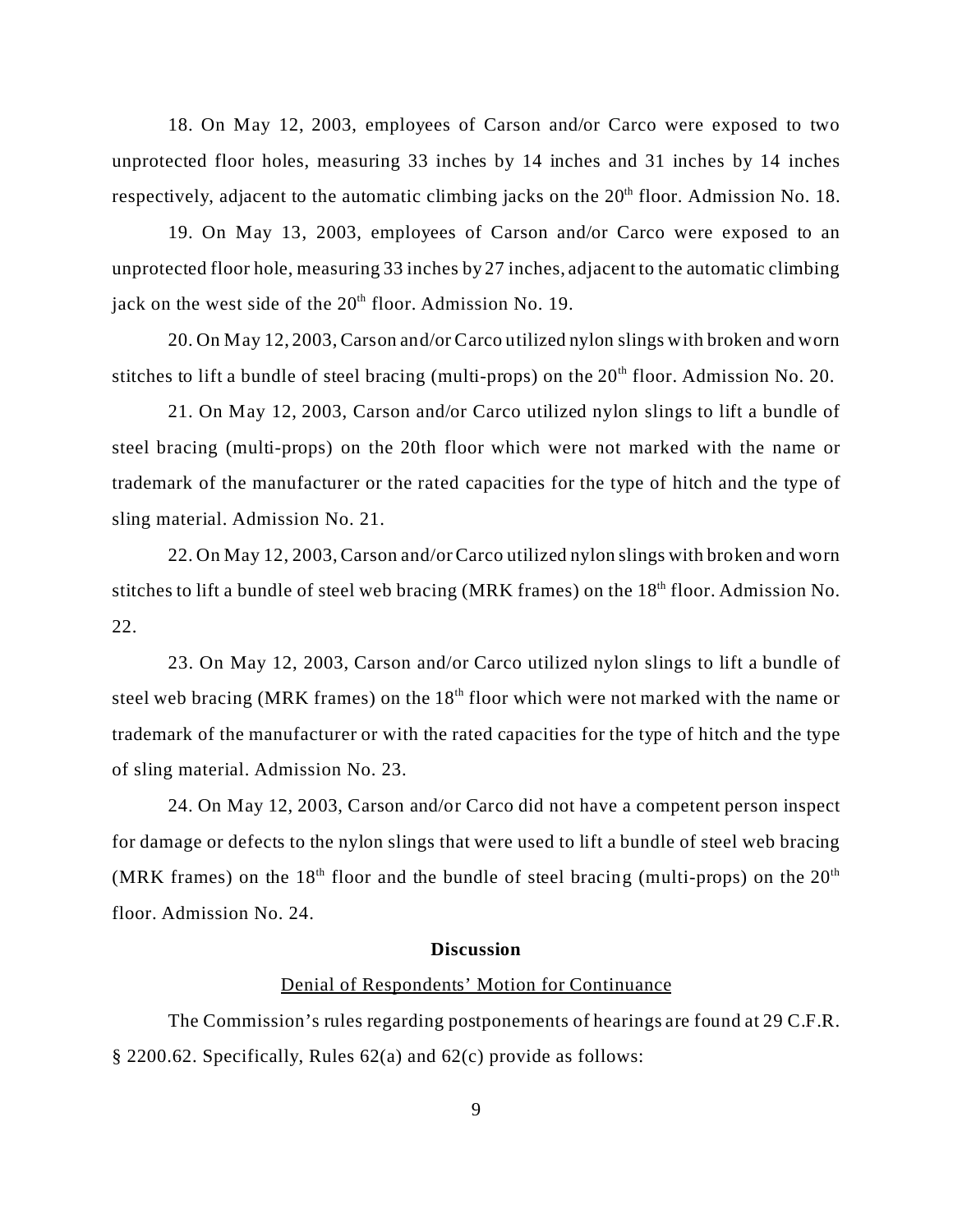18. On May 12, 2003, employees of Carson and/or Carco were exposed to two unprotected floor holes, measuring 33 inches by 14 inches and 31 inches by 14 inches respectively, adjacent to the automatic climbing jacks on the 20th floor. Admission No. 18.

19. On May 13, 2003, employees of Carson and/or Carco were exposed to an unprotected floor hole, measuring 33 inches by 27 inches, adjacent to the automatic climbing jack on the west side of the 20th floor. Admission No. 19.

20. On May 12, 2003, Carson and/or Carco utilized nylon slings with broken and worn stitches to lift a bundle of steel bracing (multi-props) on the 20th floor. Admission No. 20.

21. On May 12, 2003, Carson and/or Carco utilized nylon slings to lift a bundle of steel bracing (multi-props) on the 20th floor which were not marked with the name or trademark of the manufacturer or the rated capacities for the type of hitch and the type of sling material. Admission No. 21.

22. On May 12, 2003, Carson and/or Carco utilized nylon slings with broken and worn stitches to lift a bundle of steel web bracing (MRK frames) on the 18th floor. Admission No. 22.

23. On May 12, 2003, Carson and/or Carco utilized nylon slings to lift a bundle of steel web bracing (MRK frames) on the 18th floor which were not marked with the name or trademark of the manufacturer or with the rated capacities for the type of hitch and the type of sling material. Admission No. 23.

24. On May 12, 2003, Carson and/or Carco did not have a competent person inspect for damage or defects to the nylon slings that were used to lift a bundle of steel web bracing (MRK frames) on the 18th floor and the bundle of steel bracing (multi-props) on the 20th floor. Admission No. 24.

## Discussion

### Denial of Respondents' Motion for Continuance

The Commission's rules regarding postponements of hearings are found at 29 C.F.R. § 2200.62. Specifically, Rules 62(a) and 62(c) provide as follows: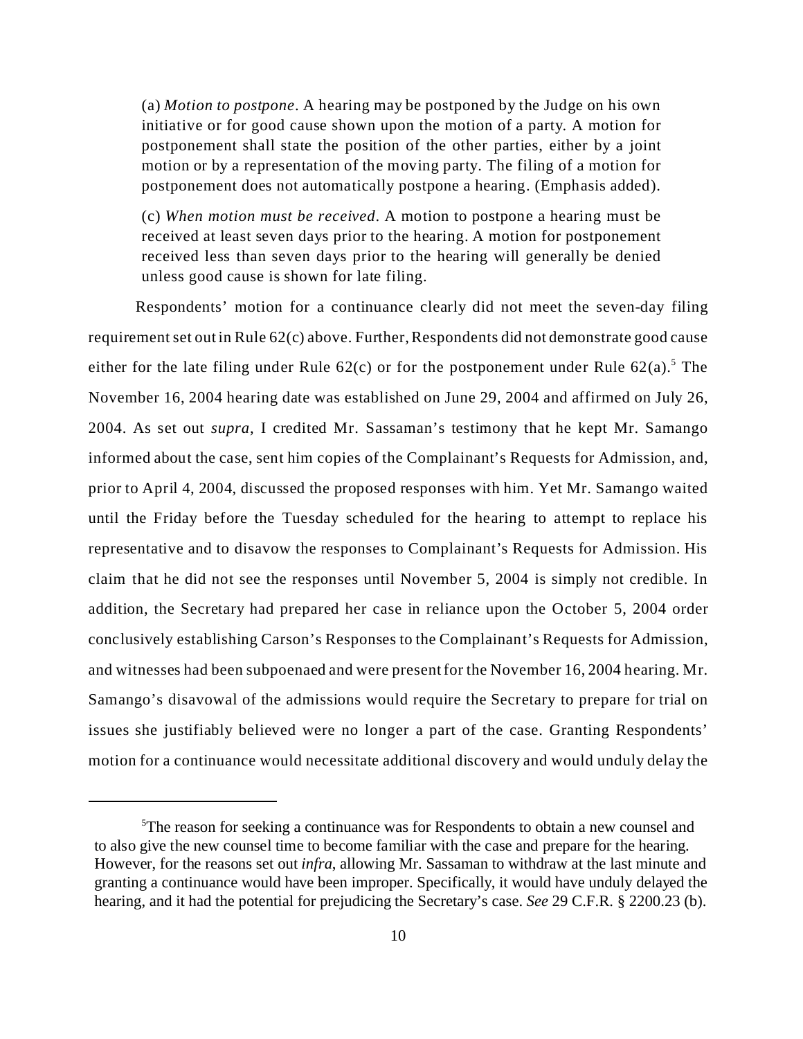> (a) *Motion to postpone*. A hearing may be postponed by the Judge on his own initiative or for good cause shown upon the motion of a party. A motion for postponement shall state the position of the other parties, either by a joint motion or by a representation of the moving party. The filing of a motion for postponement does not automatically postpone a hearing. (Emphasis added).
>
> (c) *When motion must be received*. A motion to postpone a hearing must be received at least seven days prior to the hearing. A motion for postponement received less than seven days prior to the hearing will generally be denied unless good cause is shown for late filing.

Respondents' motion for a continuance clearly did not meet the seven-day filing requirement set out in Rule 62(c) above. Further, Respondents did not demonstrate good cause either for the late filing under Rule 62(c) or for the postponement under Rule 62(a).[5] The November 16, 2004 hearing date was established on June 29, 2004 and affirmed on July 26, 2004. As set out *supra*, I credited Mr. Sassaman's testimony that he kept Mr. Samango informed about the case, sent him copies of the Complainant's Requests for Admission, and, prior to April 4, 2004, discussed the proposed responses with him. Yet Mr. Samango waited until the Friday before the Tuesday scheduled for the hearing to attempt to replace his representative and to disavow the responses to Complainant's Requests for Admission. His claim that he did not see the responses until November 5, 2004 is simply not credible. In addition, the Secretary had prepared her case in reliance upon the October 5, 2004 order conclusively establishing Carson's Responses to the Complainant's Requests for Admission, and witnesses had been subpoenaed and were present for the November 16, 2004 hearing. Mr. Samango's disavowal of the admissions would require the Secretary to prepare for trial on issues she justifiably believed were no longer a part of the case. Granting Respondents' motion for a continuance would necessitate additional discovery and would unduly delay the

---

[5] The reason for seeking a continuance was for Respondents to obtain a new counsel and to also give the new counsel time to become familiar with the case and prepare for the hearing. However, for the reasons set out *infra*, allowing Mr. Sassaman to withdraw at the last minute and granting a continuance would have been improper. Specifically, it would have unduly delayed the hearing, and it had the potential for prejudicing the Secretary's case. *See* 29 C.F.R. § 2200.23 (b).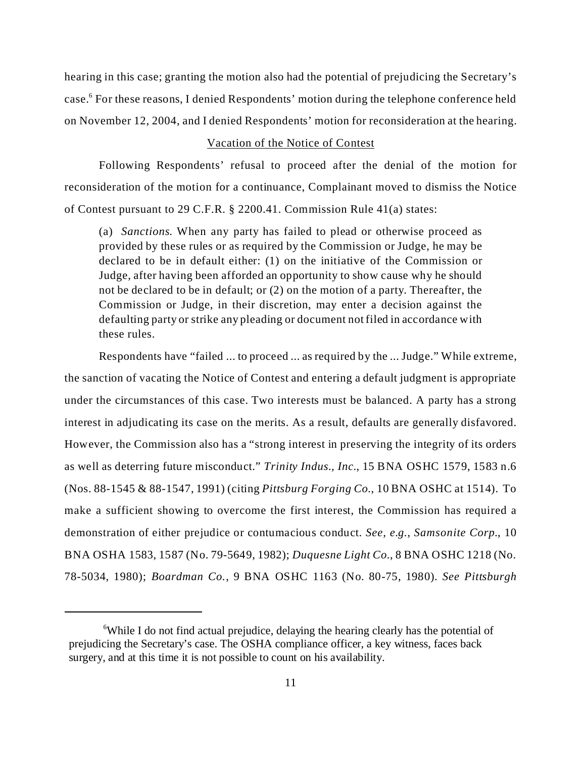hearing in this case; granting the motion also had the potential of prejudicing the Secretary's case.[6] For these reasons, I denied Respondents' motion during the telephone conference held on November 12, 2004, and I denied Respondents' motion for reconsideration at the hearing.

## Vacation of the Notice of Contest

Following Respondents' refusal to proceed after the denial of the motion for reconsideration of the motion for a continuance, Complainant moved to dismiss the Notice of Contest pursuant to 29 C.F.R. § 2200.41. Commission Rule 41(a) states:

> (a) *Sanctions.* When any party has failed to plead or otherwise proceed as provided by these rules or as required by the Commission or Judge, he may be declared to be in default either: (1) on the initiative of the Commission or Judge, after having been afforded an opportunity to show cause why he should not be declared to be in default; or (2) on the motion of a party. Thereafter, the Commission or Judge, in their discretion, may enter a decision against the defaulting party or strike any pleading or document not filed in accordance with these rules.

Respondents have "failed ... to proceed ... as required by the ... Judge." While extreme, the sanction of vacating the Notice of Contest and entering a default judgment is appropriate under the circumstances of this case. Two interests must be balanced. A party has a strong interest in adjudicating its case on the merits. As a result, defaults are generally disfavored. However, the Commission also has a "strong interest in preserving the integrity of its orders as well as deterring future misconduct." *Trinity Indus., Inc.*, 15 BNA OSHC 1579, 1583 n.6 (Nos. 88-1545 & 88-1547, 1991) (citing *Pittsburg Forging Co.*, 10 BNA OSHC at 1514). To make a sufficient showing to overcome the first interest, the Commission has required a demonstration of either prejudice or contumacious conduct. *See, e.g., Samsonite Corp.*, 10 BNA OSHA 1583, 1587 (No. 79-5649, 1982); *Duquesne Light Co.*, 8 BNA OSHC 1218 (No. 78-5034, 1980); *Boardman Co.*, 9 BNA OSHC 1163 (No. 80-75, 1980). *See Pittsburgh*

---

[6] While I do not find actual prejudice, delaying the hearing clearly has the potential of prejudicing the Secretary's case. The OSHA compliance officer, a key witness, faces back surgery, and at this time it is not possible to count on his availability.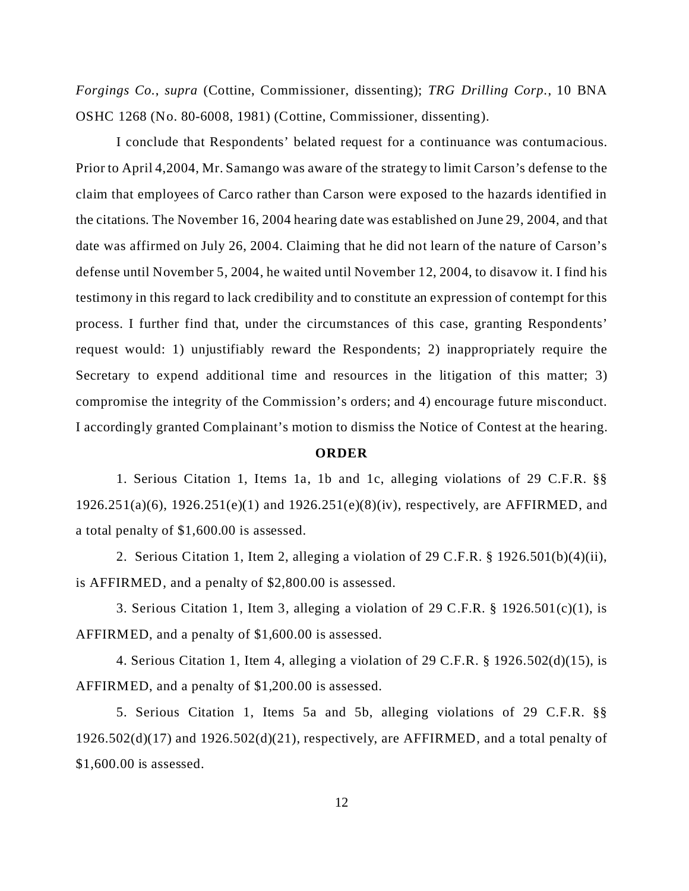*Forgings Co.*, *supra* (Cottine, Commissioner, dissenting); *TRG Drilling Corp.*, 10 BNA OSHC 1268 (No. 80-6008, 1981) (Cottine, Commissioner, dissenting).

I conclude that Respondents' belated request for a continuance was contumacious. Prior to April 4,2004, Mr. Samango was aware of the strategy to limit Carson's defense to the claim that employees of Carco rather than Carson were exposed to the hazards identified in the citations. The November 16, 2004 hearing date was established on June 29, 2004, and that date was affirmed on July 26, 2004. Claiming that he did not learn of the nature of Carson's defense until November 5, 2004, he waited until November 12, 2004, to disavow it. I find his testimony in this regard to lack credibility and to constitute an expression of contempt for this process. I further find that, under the circumstances of this case, granting Respondents' request would: 1) unjustifiably reward the Respondents; 2) inappropriately require the Secretary to expend additional time and resources in the litigation of this matter; 3) compromise the integrity of the Commission's orders; and 4) encourage future misconduct. I accordingly granted Complainant's motion to dismiss the Notice of Contest at the hearing.

**ORDER**

1. Serious Citation 1, Items 1a, 1b and 1c, alleging violations of 29 C.F.R. §§ 1926.251(a)(6), 1926.251(e)(1) and 1926.251(e)(8)(iv), respectively, are AFFIRMED, and a total penalty of $1,600.00 is assessed.

2. Serious Citation 1, Item 2, alleging a violation of 29 C.F.R. § 1926.501(b)(4)(ii), is AFFIRMED, and a penalty of $2,800.00 is assessed.

3. Serious Citation 1, Item 3, alleging a violation of 29 C.F.R. § 1926.501(c)(1), is AFFIRMED, and a penalty of $1,600.00 is assessed.

4. Serious Citation 1, Item 4, alleging a violation of 29 C.F.R. § 1926.502(d)(15), is AFFIRMED, and a penalty of $1,200.00 is assessed.

5. Serious Citation 1, Items 5a and 5b, alleging violations of 29 C.F.R. §§ 1926.502(d)(17) and 1926.502(d)(21), respectively, are AFFIRMED, and a total penalty of $1,600.00 is assessed.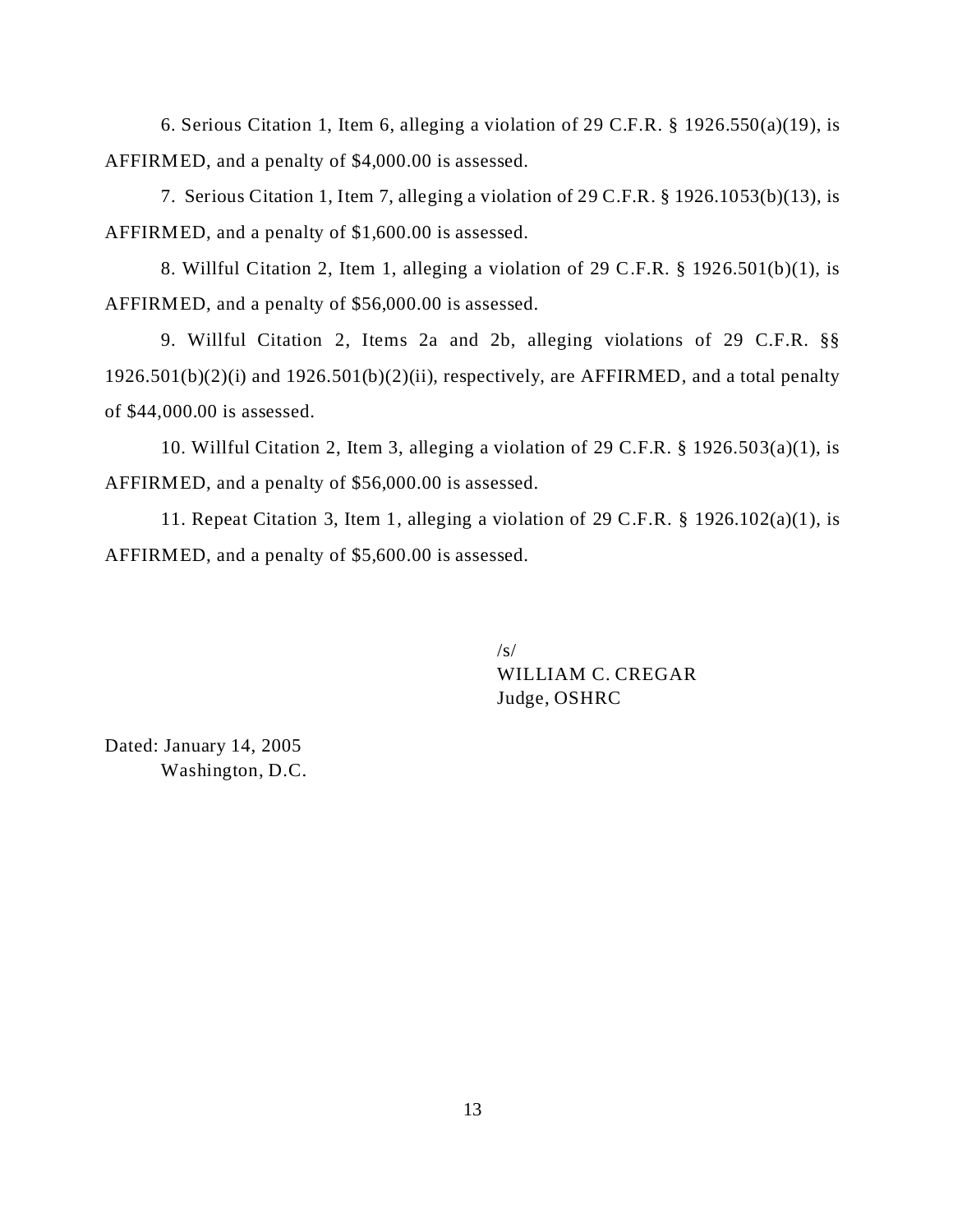6. Serious Citation 1, Item 6, alleging a violation of 29 C.F.R. § 1926.550(a)(19), is AFFIRMED, and a penalty of $4,000.00 is assessed.

7. Serious Citation 1, Item 7, alleging a violation of 29 C.F.R. § 1926.1053(b)(13), is AFFIRMED, and a penalty of $1,600.00 is assessed.

8. Willful Citation 2, Item 1, alleging a violation of 29 C.F.R. § 1926.501(b)(1), is AFFIRMED, and a penalty of $56,000.00 is assessed.

9. Willful Citation 2, Items 2a and 2b, alleging violations of 29 C.F.R. §§ 1926.501(b)(2)(i) and 1926.501(b)(2)(ii), respectively, are AFFIRMED, and a total penalty of $44,000.00 is assessed.

10. Willful Citation 2, Item 3, alleging a violation of 29 C.F.R. § 1926.503(a)(1), is AFFIRMED, and a penalty of $56,000.00 is assessed.

11. Repeat Citation 3, Item 1, alleging a violation of 29 C.F.R. § 1926.102(a)(1), is AFFIRMED, and a penalty of $5,600.00 is assessed.

/s/
WILLIAM C. CREGAR
Judge, OSHRC

Dated: January 14, 2005
Washington, D.C.